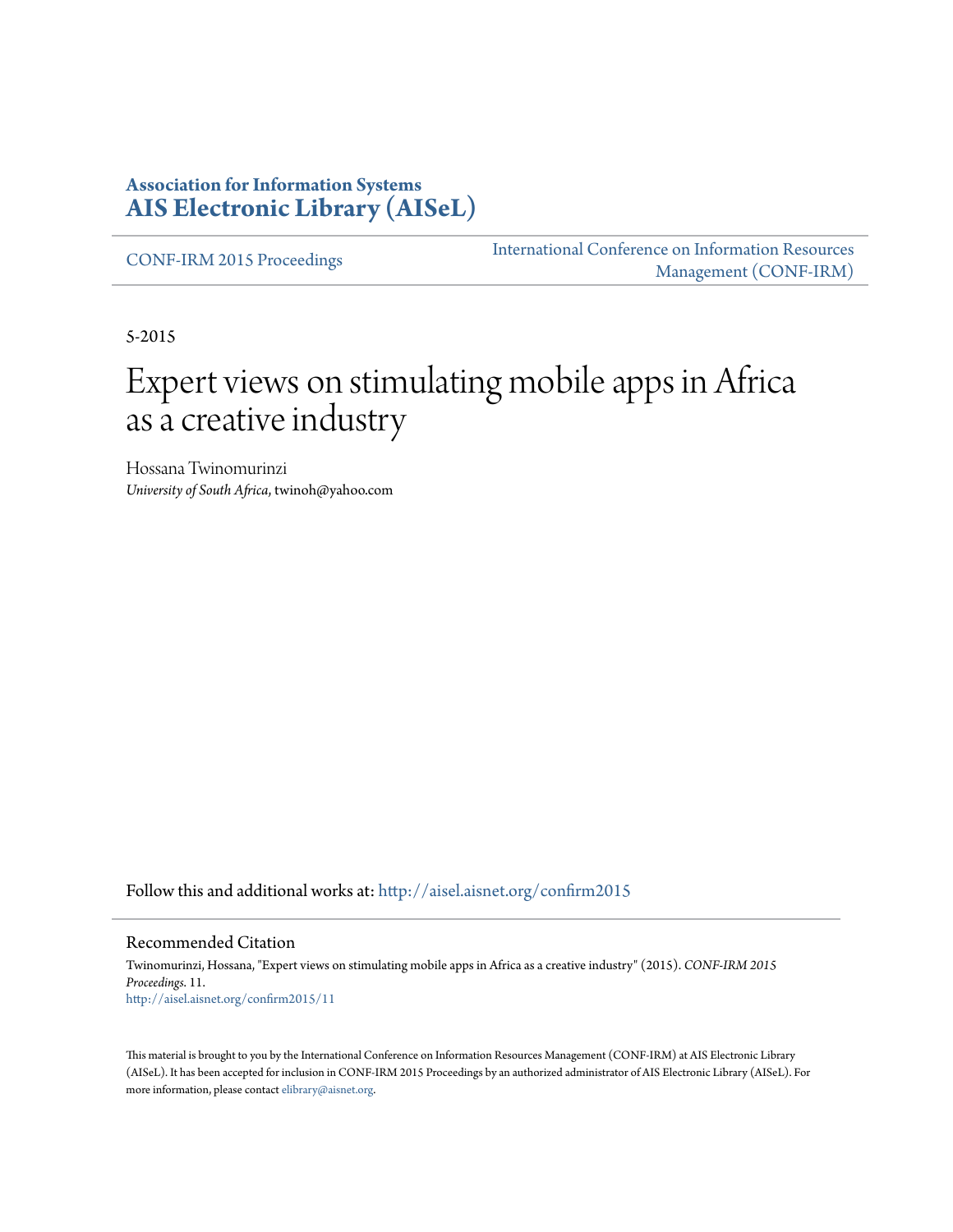**Association for Information Systems**
**AIS Electronic Library (AISeL)**

CONF-IRM 2015 Proceedings

International Conference on Information Resources Management (CONF-IRM)

5-2015

# Expert views on stimulating mobile apps in Africa as a creative industry

Hossana Twinomurinzi
*University of South Africa*, twinoh@yahoo.com

Follow this and additional works at: http://aisel.aisnet.org/confirm2015

## Recommended Citation

Twinomurinzi, Hossana, "Expert views on stimulating mobile apps in Africa as a creative industry" (2015). *CONF-IRM 2015 Proceedings*. 11.
http://aisel.aisnet.org/confirm2015/11

This material is brought to you by the International Conference on Information Resources Management (CONF-IRM) at AIS Electronic Library (AISeL). It has been accepted for inclusion in CONF-IRM 2015 Proceedings by an authorized administrator of AIS Electronic Library (AISeL). For more information, please contact elibrary@aisnet.org.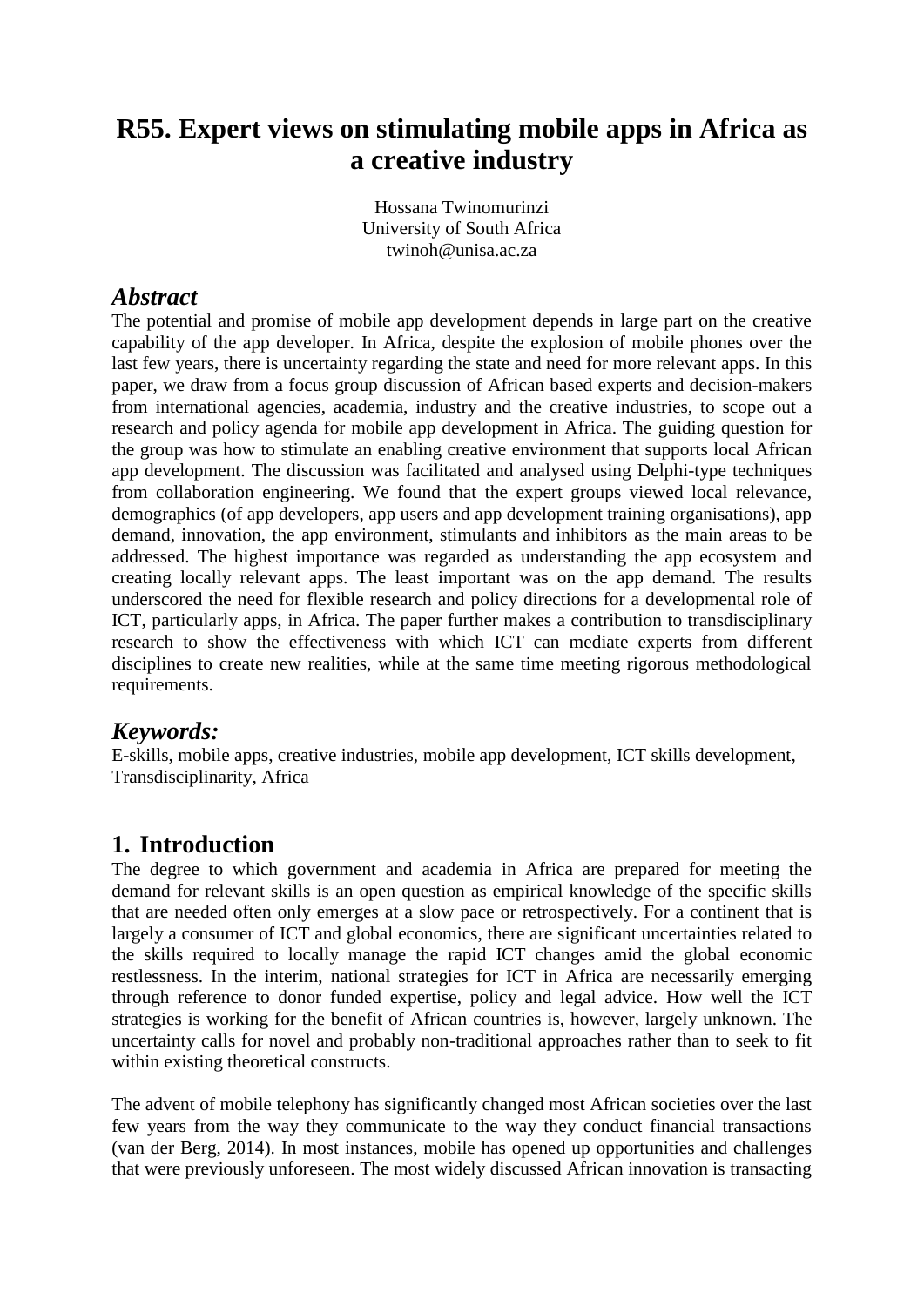# R55. Expert views on stimulating mobile apps in Africa as a creative industry

Hossana Twinomurinzi
University of South Africa
twinoh@unisa.ac.za

## *Abstract*

The potential and promise of mobile app development depends in large part on the creative capability of the app developer. In Africa, despite the explosion of mobile phones over the last few years, there is uncertainty regarding the state and need for more relevant apps. In this paper, we draw from a focus group discussion of African based experts and decision-makers from international agencies, academia, industry and the creative industries, to scope out a research and policy agenda for mobile app development in Africa. The guiding question for the group was how to stimulate an enabling creative environment that supports local African app development. The discussion was facilitated and analysed using Delphi-type techniques from collaboration engineering. We found that the expert groups viewed local relevance, demographics (of app developers, app users and app development training organisations), app demand, innovation, the app environment, stimulants and inhibitors as the main areas to be addressed. The highest importance was regarded as understanding the app ecosystem and creating locally relevant apps. The least important was on the app demand. The results underscored the need for flexible research and policy directions for a developmental role of ICT, particularly apps, in Africa. The paper further makes a contribution to transdisciplinary research to show the effectiveness with which ICT can mediate experts from different disciplines to create new realities, while at the same time meeting rigorous methodological requirements.

## *Keywords:*

E-skills, mobile apps, creative industries, mobile app development, ICT skills development, Transdisciplinarity, Africa

## 1. Introduction

The degree to which government and academia in Africa are prepared for meeting the demand for relevant skills is an open question as empirical knowledge of the specific skills that are needed often only emerges at a slow pace or retrospectively. For a continent that is largely a consumer of ICT and global economics, there are significant uncertainties related to the skills required to locally manage the rapid ICT changes amid the global economic restlessness. In the interim, national strategies for ICT in Africa are necessarily emerging through reference to donor funded expertise, policy and legal advice. How well the ICT strategies is working for the benefit of African countries is, however, largely unknown. The uncertainty calls for novel and probably non-traditional approaches rather than to seek to fit within existing theoretical constructs.

The advent of mobile telephony has significantly changed most African societies over the last few years from the way they communicate to the way they conduct financial transactions (van der Berg, 2014). In most instances, mobile has opened up opportunities and challenges that were previously unforeseen. The most widely discussed African innovation is transacting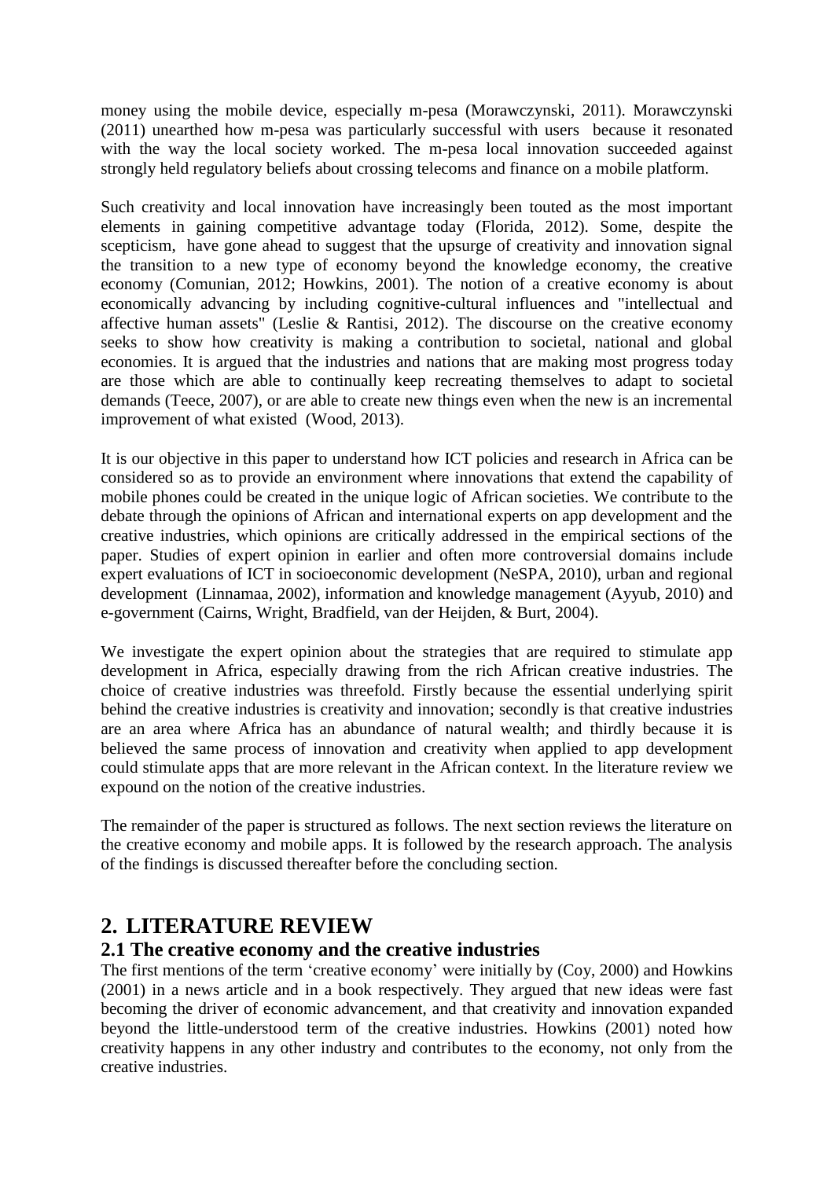money using the mobile device, especially m-pesa (Morawczynski, 2011). Morawczynski (2011) unearthed how m-pesa was particularly successful with users because it resonated with the way the local society worked. The m-pesa local innovation succeeded against strongly held regulatory beliefs about crossing telecoms and finance on a mobile platform.

Such creativity and local innovation have increasingly been touted as the most important elements in gaining competitive advantage today (Florida, 2012). Some, despite the scepticism, have gone ahead to suggest that the upsurge of creativity and innovation signal the transition to a new type of economy beyond the knowledge economy, the creative economy (Comunian, 2012; Howkins, 2001). The notion of a creative economy is about economically advancing by including cognitive-cultural influences and "intellectual and affective human assets" (Leslie & Rantisi, 2012). The discourse on the creative economy seeks to show how creativity is making a contribution to societal, national and global economies. It is argued that the industries and nations that are making most progress today are those which are able to continually keep recreating themselves to adapt to societal demands (Teece, 2007), or are able to create new things even when the new is an incremental improvement of what existed (Wood, 2013).

It is our objective in this paper to understand how ICT policies and research in Africa can be considered so as to provide an environment where innovations that extend the capability of mobile phones could be created in the unique logic of African societies. We contribute to the debate through the opinions of African and international experts on app development and the creative industries, which opinions are critically addressed in the empirical sections of the paper. Studies of expert opinion in earlier and often more controversial domains include expert evaluations of ICT in socioeconomic development (NeSPA, 2010), urban and regional development (Linnamaa, 2002), information and knowledge management (Ayyub, 2010) and e-government (Cairns, Wright, Bradfield, van der Heijden, & Burt, 2004).

We investigate the expert opinion about the strategies that are required to stimulate app development in Africa, especially drawing from the rich African creative industries. The choice of creative industries was threefold. Firstly because the essential underlying spirit behind the creative industries is creativity and innovation; secondly is that creative industries are an area where Africa has an abundance of natural wealth; and thirdly because it is believed the same process of innovation and creativity when applied to app development could stimulate apps that are more relevant in the African context. In the literature review we expound on the notion of the creative industries.

The remainder of the paper is structured as follows. The next section reviews the literature on the creative economy and mobile apps. It is followed by the research approach. The analysis of the findings is discussed thereafter before the concluding section.

## 2. LITERATURE REVIEW

### 2.1 The creative economy and the creative industries

The first mentions of the term 'creative economy' were initially by (Coy, 2000) and Howkins (2001) in a news article and in a book respectively. They argued that new ideas were fast becoming the driver of economic advancement, and that creativity and innovation expanded beyond the little-understood term of the creative industries. Howkins (2001) noted how creativity happens in any other industry and contributes to the economy, not only from the creative industries.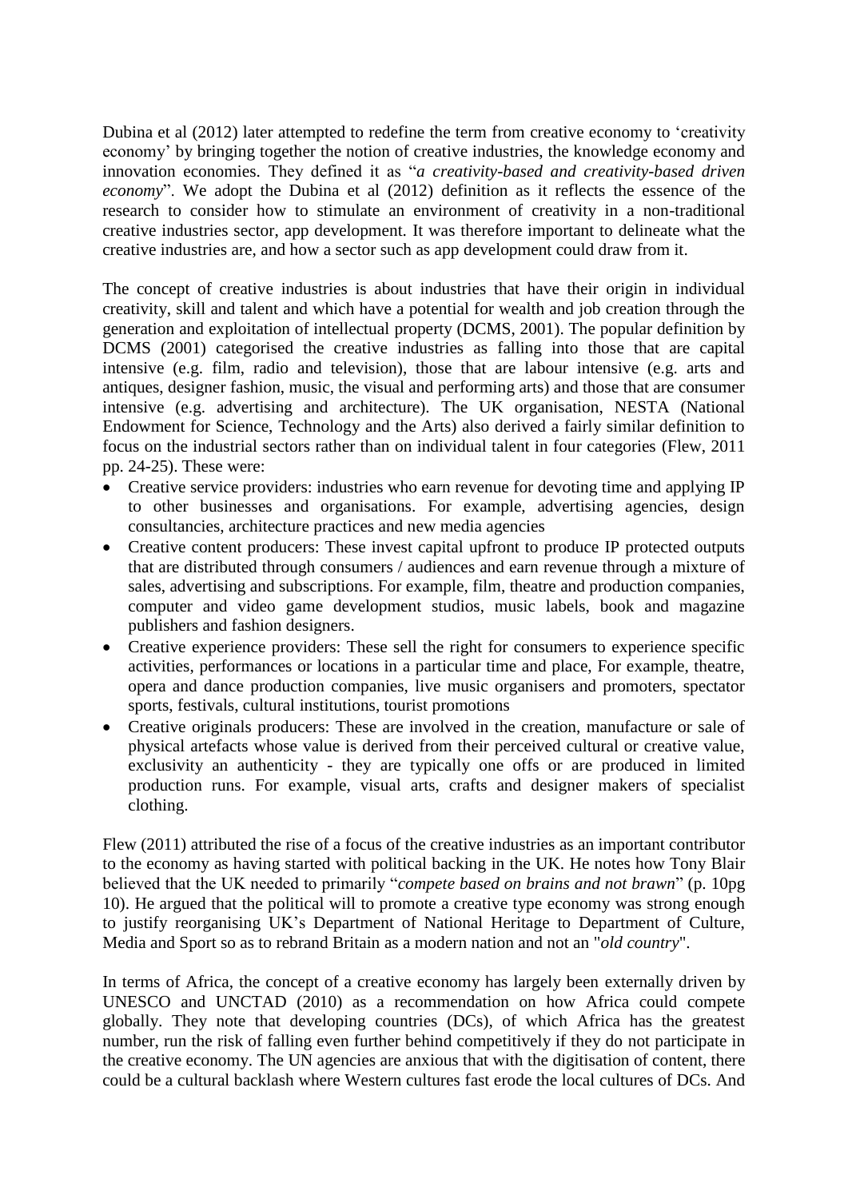Dubina et al (2012) later attempted to redefine the term from creative economy to 'creativity economy' by bringing together the notion of creative industries, the knowledge economy and innovation economies. They defined it as "*a creativity-based and creativity-based driven economy*". We adopt the Dubina et al (2012) definition as it reflects the essence of the research to consider how to stimulate an environment of creativity in a non-traditional creative industries sector, app development. It was therefore important to delineate what the creative industries are, and how a sector such as app development could draw from it.

The concept of creative industries is about industries that have their origin in individual creativity, skill and talent and which have a potential for wealth and job creation through the generation and exploitation of intellectual property (DCMS, 2001). The popular definition by DCMS (2001) categorised the creative industries as falling into those that are capital intensive (e.g. film, radio and television), those that are labour intensive (e.g. arts and antiques, designer fashion, music, the visual and performing arts) and those that are consumer intensive (e.g. advertising and architecture). The UK organisation, NESTA (National Endowment for Science, Technology and the Arts) also derived a fairly similar definition to focus on the industrial sectors rather than on individual talent in four categories (Flew, 2011 pp. 24-25). These were:

- Creative service providers: industries who earn revenue for devoting time and applying IP to other businesses and organisations. For example, advertising agencies, design consultancies, architecture practices and new media agencies
- Creative content producers: These invest capital upfront to produce IP protected outputs that are distributed through consumers / audiences and earn revenue through a mixture of sales, advertising and subscriptions. For example, film, theatre and production companies, computer and video game development studios, music labels, book and magazine publishers and fashion designers.
- Creative experience providers: These sell the right for consumers to experience specific activities, performances or locations in a particular time and place, For example, theatre, opera and dance production companies, live music organisers and promoters, spectator sports, festivals, cultural institutions, tourist promotions
- Creative originals producers: These are involved in the creation, manufacture or sale of physical artefacts whose value is derived from their perceived cultural or creative value, exclusivity an authenticity - they are typically one offs or are produced in limited production runs. For example, visual arts, crafts and designer makers of specialist clothing.

Flew (2011) attributed the rise of a focus of the creative industries as an important contributor to the economy as having started with political backing in the UK. He notes how Tony Blair believed that the UK needed to primarily "*compete based on brains and not brawn*" (p. 10pg 10). He argued that the political will to promote a creative type economy was strong enough to justify reorganising UK's Department of National Heritage to Department of Culture, Media and Sport so as to rebrand Britain as a modern nation and not an "*old country*".

In terms of Africa, the concept of a creative economy has largely been externally driven by UNESCO and UNCTAD (2010) as a recommendation on how Africa could compete globally. They note that developing countries (DCs), of which Africa has the greatest number, run the risk of falling even further behind competitively if they do not participate in the creative economy. The UN agencies are anxious that with the digitisation of content, there could be a cultural backlash where Western cultures fast erode the local cultures of DCs. And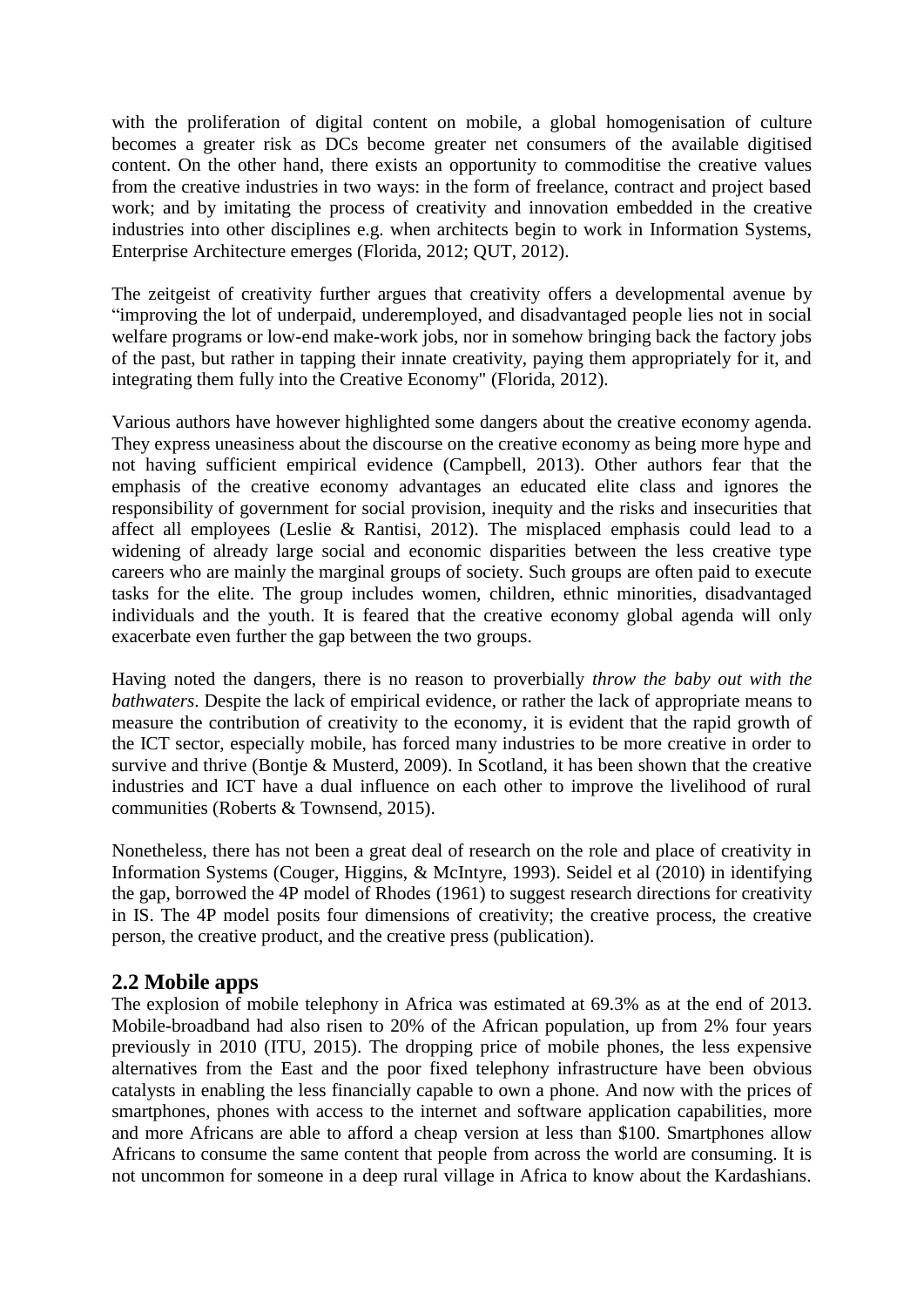with the proliferation of digital content on mobile, a global homogenisation of culture becomes a greater risk as DCs become greater net consumers of the available digitised content. On the other hand, there exists an opportunity to commoditise the creative values from the creative industries in two ways: in the form of freelance, contract and project based work; and by imitating the process of creativity and innovation embedded in the creative industries into other disciplines e.g. when architects begin to work in Information Systems, Enterprise Architecture emerges (Florida, 2012; QUT, 2012).

The zeitgeist of creativity further argues that creativity offers a developmental avenue by "improving the lot of underpaid, underemployed, and disadvantaged people lies not in social welfare programs or low-end make-work jobs, nor in somehow bringing back the factory jobs of the past, but rather in tapping their innate creativity, paying them appropriately for it, and integrating them fully into the Creative Economy" (Florida, 2012).

Various authors have however highlighted some dangers about the creative economy agenda. They express uneasiness about the discourse on the creative economy as being more hype and not having sufficient empirical evidence (Campbell, 2013). Other authors fear that the emphasis of the creative economy advantages an educated elite class and ignores the responsibility of government for social provision, inequity and the risks and insecurities that affect all employees (Leslie & Rantisi, 2012). The misplaced emphasis could lead to a widening of already large social and economic disparities between the less creative type careers who are mainly the marginal groups of society. Such groups are often paid to execute tasks for the elite. The group includes women, children, ethnic minorities, disadvantaged individuals and the youth. It is feared that the creative economy global agenda will only exacerbate even further the gap between the two groups.

Having noted the dangers, there is no reason to proverbially *throw the baby out with the bathwaters*. Despite the lack of empirical evidence, or rather the lack of appropriate means to measure the contribution of creativity to the economy, it is evident that the rapid growth of the ICT sector, especially mobile, has forced many industries to be more creative in order to survive and thrive (Bontje & Musterd, 2009). In Scotland, it has been shown that the creative industries and ICT have a dual influence on each other to improve the livelihood of rural communities (Roberts & Townsend, 2015).

Nonetheless, there has not been a great deal of research on the role and place of creativity in Information Systems (Couger, Higgins, & McIntyre, 1993). Seidel et al (2010) in identifying the gap, borrowed the 4P model of Rhodes (1961) to suggest research directions for creativity in IS. The 4P model posits four dimensions of creativity; the creative process, the creative person, the creative product, and the creative press (publication).

## 2.2 Mobile apps

The explosion of mobile telephony in Africa was estimated at 69.3% as at the end of 2013. Mobile-broadband had also risen to 20% of the African population, up from 2% four years previously in 2010 (ITU, 2015). The dropping price of mobile phones, the less expensive alternatives from the East and the poor fixed telephony infrastructure have been obvious catalysts in enabling the less financially capable to own a phone. And now with the prices of smartphones, phones with access to the internet and software application capabilities, more and more Africans are able to afford a cheap version at less than $100. Smartphones allow Africans to consume the same content that people from across the world are consuming. It is not uncommon for someone in a deep rural village in Africa to know about the Kardashians.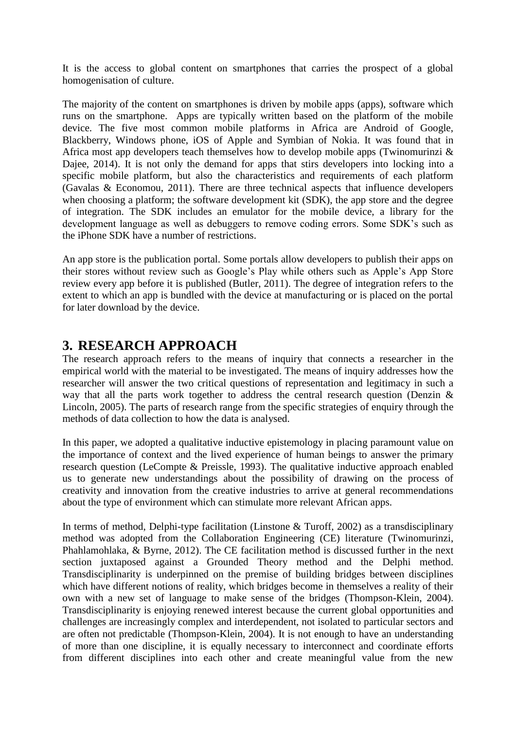It is the access to global content on smartphones that carries the prospect of a global homogenisation of culture.

The majority of the content on smartphones is driven by mobile apps (apps), software which runs on the smartphone. Apps are typically written based on the platform of the mobile device. The five most common mobile platforms in Africa are Android of Google, Blackberry, Windows phone, iOS of Apple and Symbian of Nokia. It was found that in Africa most app developers teach themselves how to develop mobile apps (Twinomurinzi & Dajee, 2014). It is not only the demand for apps that stirs developers into locking into a specific mobile platform, but also the characteristics and requirements of each platform (Gavalas & Economou, 2011). There are three technical aspects that influence developers when choosing a platform; the software development kit (SDK), the app store and the degree of integration. The SDK includes an emulator for the mobile device, a library for the development language as well as debuggers to remove coding errors. Some SDK's such as the iPhone SDK have a number of restrictions.

An app store is the publication portal. Some portals allow developers to publish their apps on their stores without review such as Google's Play while others such as Apple's App Store review every app before it is published (Butler, 2011). The degree of integration refers to the extent to which an app is bundled with the device at manufacturing or is placed on the portal for later download by the device.

# 3. RESEARCH APPROACH

The research approach refers to the means of inquiry that connects a researcher in the empirical world with the material to be investigated. The means of inquiry addresses how the researcher will answer the two critical questions of representation and legitimacy in such a way that all the parts work together to address the central research question (Denzin & Lincoln, 2005). The parts of research range from the specific strategies of enquiry through the methods of data collection to how the data is analysed.

In this paper, we adopted a qualitative inductive epistemology in placing paramount value on the importance of context and the lived experience of human beings to answer the primary research question (LeCompte & Preissle, 1993). The qualitative inductive approach enabled us to generate new understandings about the possibility of drawing on the process of creativity and innovation from the creative industries to arrive at general recommendations about the type of environment which can stimulate more relevant African apps.

In terms of method, Delphi-type facilitation (Linstone & Turoff, 2002) as a transdisciplinary method was adopted from the Collaboration Engineering (CE) literature (Twinomurinzi, Phahlamohlaka, & Byrne, 2012). The CE facilitation method is discussed further in the next section juxtaposed against a Grounded Theory method and the Delphi method. Transdisciplinarity is underpinned on the premise of building bridges between disciplines which have different notions of reality, which bridges become in themselves a reality of their own with a new set of language to make sense of the bridges (Thompson-Klein, 2004). Transdisciplinarity is enjoying renewed interest because the current global opportunities and challenges are increasingly complex and interdependent, not isolated to particular sectors and are often not predictable (Thompson-Klein, 2004). It is not enough to have an understanding of more than one discipline, it is equally necessary to interconnect and coordinate efforts from different disciplines into each other and create meaningful value from the new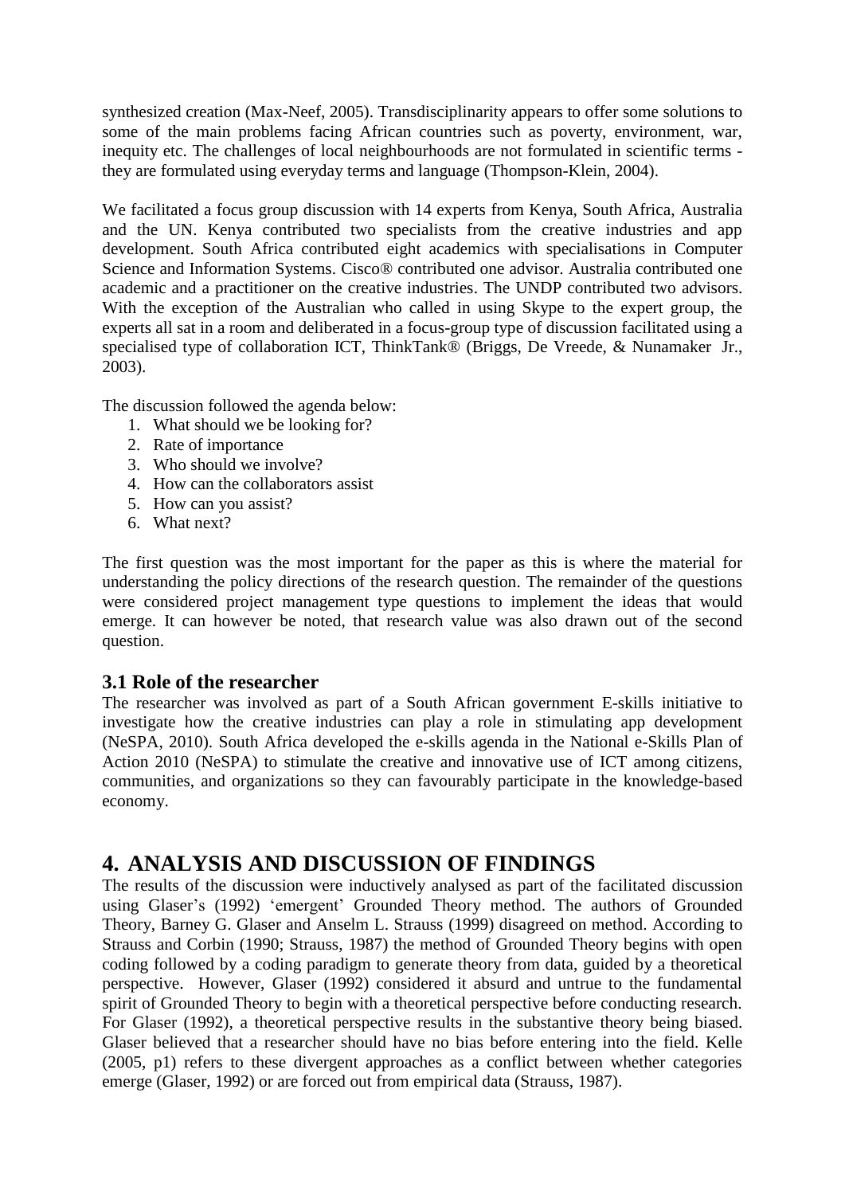synthesized creation (Max-Neef, 2005). Transdisciplinarity appears to offer some solutions to some of the main problems facing African countries such as poverty, environment, war, inequity etc. The challenges of local neighbourhoods are not formulated in scientific terms - they are formulated using everyday terms and language (Thompson-Klein, 2004).

We facilitated a focus group discussion with 14 experts from Kenya, South Africa, Australia and the UN. Kenya contributed two specialists from the creative industries and app development. South Africa contributed eight academics with specialisations in Computer Science and Information Systems. Cisco® contributed one advisor. Australia contributed one academic and a practitioner on the creative industries. The UNDP contributed two advisors. With the exception of the Australian who called in using Skype to the expert group, the experts all sat in a room and deliberated in a focus-group type of discussion facilitated using a specialised type of collaboration ICT, ThinkTank® (Briggs, De Vreede, & Nunamaker Jr., 2003).

The discussion followed the agenda below:

1. What should we be looking for?
2. Rate of importance
3. Who should we involve?
4. How can the collaborators assist
5. How can you assist?
6. What next?

The first question was the most important for the paper as this is where the material for understanding the policy directions of the research question. The remainder of the questions were considered project management type questions to implement the ideas that would emerge. It can however be noted, that research value was also drawn out of the second question.

### 3.1 Role of the researcher

The researcher was involved as part of a South African government E-skills initiative to investigate how the creative industries can play a role in stimulating app development (NeSPA, 2010). South Africa developed the e-skills agenda in the National e-Skills Plan of Action 2010 (NeSPA) to stimulate the creative and innovative use of ICT among citizens, communities, and organizations so they can favourably participate in the knowledge-based economy.

## 4. ANALYSIS AND DISCUSSION OF FINDINGS

The results of the discussion were inductively analysed as part of the facilitated discussion using Glaser's (1992) 'emergent' Grounded Theory method. The authors of Grounded Theory, Barney G. Glaser and Anselm L. Strauss (1999) disagreed on method. According to Strauss and Corbin (1990; Strauss, 1987) the method of Grounded Theory begins with open coding followed by a coding paradigm to generate theory from data, guided by a theoretical perspective. However, Glaser (1992) considered it absurd and untrue to the fundamental spirit of Grounded Theory to begin with a theoretical perspective before conducting research. For Glaser (1992), a theoretical perspective results in the substantive theory being biased. Glaser believed that a researcher should have no bias before entering into the field. Kelle (2005, p1) refers to these divergent approaches as a conflict between whether categories emerge (Glaser, 1992) or are forced out from empirical data (Strauss, 1987).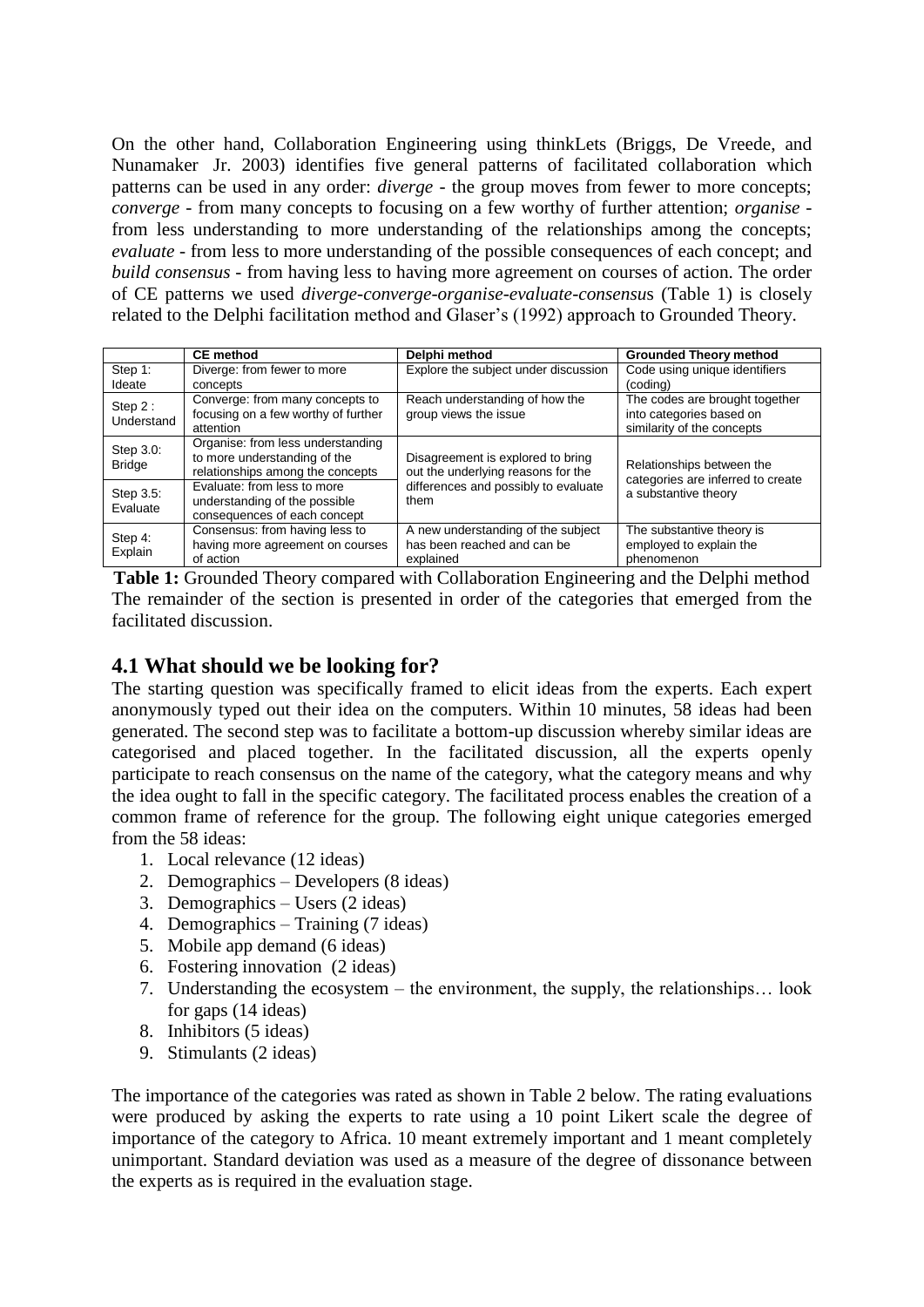On the other hand, Collaboration Engineering using thinkLets (Briggs, De Vreede, and Nunamaker Jr. 2003) identifies five general patterns of facilitated collaboration which patterns can be used in any order: *diverge* - the group moves from fewer to more concepts; *converge* - from many concepts to focusing on a few worthy of further attention; *organise* - from less understanding to more understanding of the relationships among the concepts; *evaluate* - from less to more understanding of the possible consequences of each concept; and *build consensus* - from having less to having more agreement on courses of action. The order of CE patterns we used *diverge-converge-organise-evaluate-consensus* (Table 1) is closely related to the Delphi facilitation method and Glaser's (1992) approach to Grounded Theory.

| | CE method | Delphi method | Grounded Theory method |
|---|---|---|---|
| Step 1: Ideate | Diverge: from fewer to more concepts | Explore the subject under discussion | Code using unique identifiers (coding) |
| Step 2 : Understand | Converge: from many concepts to focusing on a few worthy of further attention | Reach understanding of how the group views the issue | The codes are brought together into categories based on similarity of the concepts |
| Step 3.0: Bridge | Organise: from less understanding to more understanding of the relationships among the concepts | Disagreement is explored to bring out the underlying reasons for the differences and possibly to evaluate them | Relationships between the categories are inferred to create a substantive theory |
| Step 3.5: Evaluate | Evaluate: from less to more understanding of the possible consequences of each concept | | |
| Step 4: Explain | Consensus: from having less to having more agreement on courses of action | A new understanding of the subject has been reached and can be explained | The substantive theory is employed to explain the phenomenon |

**Table 1:** Grounded Theory compared with Collaboration Engineering and the Delphi method

The remainder of the section is presented in order of the categories that emerged from the facilitated discussion.

## 4.1 What should we be looking for?

The starting question was specifically framed to elicit ideas from the experts. Each expert anonymously typed out their idea on the computers. Within 10 minutes, 58 ideas had been generated. The second step was to facilitate a bottom-up discussion whereby similar ideas are categorised and placed together. In the facilitated discussion, all the experts openly participate to reach consensus on the name of the category, what the category means and why the idea ought to fall in the specific category. The facilitated process enables the creation of a common frame of reference for the group. The following eight unique categories emerged from the 58 ideas:

1. Local relevance (12 ideas)
2. Demographics – Developers (8 ideas)
3. Demographics – Users (2 ideas)
4. Demographics – Training (7 ideas)
5. Mobile app demand (6 ideas)
6. Fostering innovation (2 ideas)
7. Understanding the ecosystem – the environment, the supply, the relationships… look for gaps (14 ideas)
8. Inhibitors (5 ideas)
9. Stimulants (2 ideas)

The importance of the categories was rated as shown in Table 2 below. The rating evaluations were produced by asking the experts to rate using a 10 point Likert scale the degree of importance of the category to Africa. 10 meant extremely important and 1 meant completely unimportant. Standard deviation was used as a measure of the degree of dissonance between the experts as is required in the evaluation stage.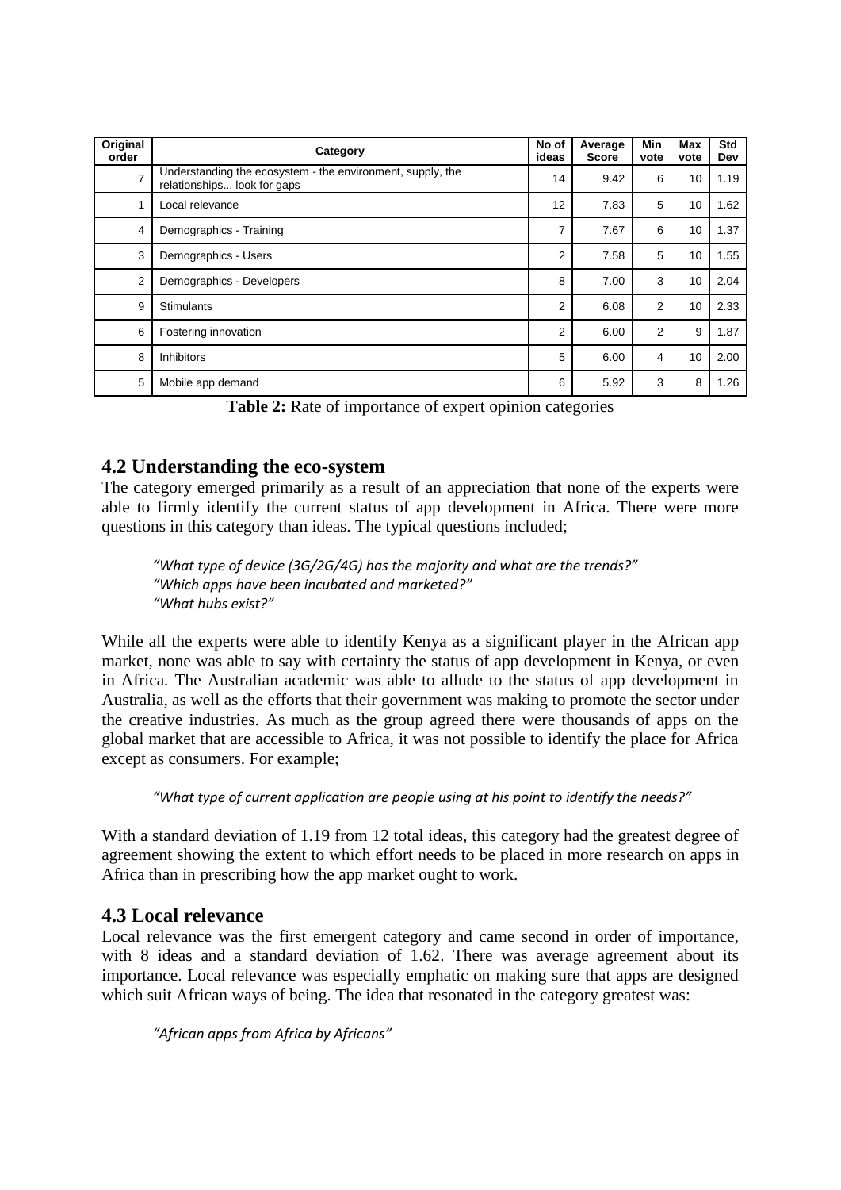| Original order | Category | No of ideas | Average Score | Min vote | Max vote | Std Dev |
|---|---|---|---|---|---|---|
| 7 | Understanding the ecosystem - the environment, supply, the relationships... look for gaps | 14 | 9.42 | 6 | 10 | 1.19 |
| 1 | Local relevance | 12 | 7.83 | 5 | 10 | 1.62 |
| 4 | Demographics - Training | 7 | 7.67 | 6 | 10 | 1.37 |
| 3 | Demographics - Users | 2 | 7.58 | 5 | 10 | 1.55 |
| 2 | Demographics - Developers | 8 | 7.00 | 3 | 10 | 2.04 |
| 9 | Stimulants | 2 | 6.08 | 2 | 10 | 2.33 |
| 6 | Fostering innovation | 2 | 6.00 | 2 | 9 | 1.87 |
| 8 | Inhibitors | 5 | 6.00 | 4 | 10 | 2.00 |
| 5 | Mobile app demand | 6 | 5.92 | 3 | 8 | 1.26 |

**Table 2:** Rate of importance of expert opinion categories

## 4.2 Understanding the eco-system

The category emerged primarily as a result of an appreciation that none of the experts were able to firmly identify the current status of app development in Africa. There were more questions in this category than ideas. The typical questions included;

> *"What type of device (3G/2G/4G) has the majority and what are the trends?"*
> *"Which apps have been incubated and marketed?"*
> *"What hubs exist?"*

While all the experts were able to identify Kenya as a significant player in the African app market, none was able to say with certainty the status of app development in Kenya, or even in Africa. The Australian academic was able to allude to the status of app development in Australia, as well as the efforts that their government was making to promote the sector under the creative industries. As much as the group agreed there were thousands of apps on the global market that are accessible to Africa, it was not possible to identify the place for Africa except as consumers. For example;

> *"What type of current application are people using at his point to identify the needs?"*

With a standard deviation of 1.19 from 12 total ideas, this category had the greatest degree of agreement showing the extent to which effort needs to be placed in more research on apps in Africa than in prescribing how the app market ought to work.

## 4.3 Local relevance

Local relevance was the first emergent category and came second in order of importance, with 8 ideas and a standard deviation of 1.62. There was average agreement about its importance. Local relevance was especially emphatic on making sure that apps are designed which suit African ways of being. The idea that resonated in the category greatest was:

> *"African apps from Africa by Africans"*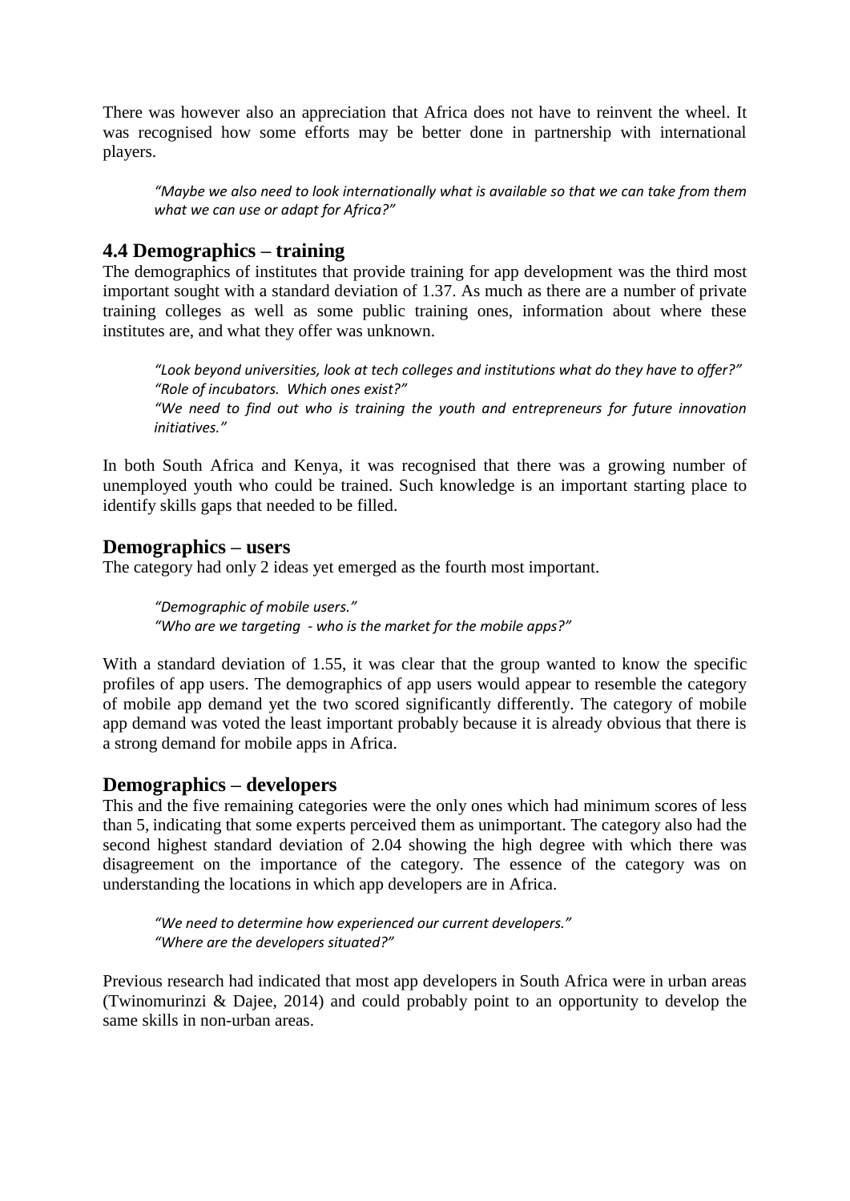There was however also an appreciation that Africa does not have to reinvent the wheel. It was recognised how some efforts may be better done in partnership with international players.

> *"Maybe we also need to look internationally what is available so that we can take from them what we can use or adapt for Africa?"*

## 4.4 Demographics – training

The demographics of institutes that provide training for app development was the third most important sought with a standard deviation of 1.37. As much as there are a number of private training colleges as well as some public training ones, information about where these institutes are, and what they offer was unknown.

> *"Look beyond universities, look at tech colleges and institutions what do they have to offer?"*
> *"Role of incubators. Which ones exist?"*
> *"We need to find out who is training the youth and entrepreneurs for future innovation initiatives."*

In both South Africa and Kenya, it was recognised that there was a growing number of unemployed youth who could be trained. Such knowledge is an important starting place to identify skills gaps that needed to be filled.

## Demographics – users

The category had only 2 ideas yet emerged as the fourth most important.

> *"Demographic of mobile users."*
> *"Who are we targeting - who is the market for the mobile apps?"*

With a standard deviation of 1.55, it was clear that the group wanted to know the specific profiles of app users. The demographics of app users would appear to resemble the category of mobile app demand yet the two scored significantly differently. The category of mobile app demand was voted the least important probably because it is already obvious that there is a strong demand for mobile apps in Africa.

## Demographics – developers

This and the five remaining categories were the only ones which had minimum scores of less than 5, indicating that some experts perceived them as unimportant. The category also had the second highest standard deviation of 2.04 showing the high degree with which there was disagreement on the importance of the category. The essence of the category was on understanding the locations in which app developers are in Africa.

> *"We need to determine how experienced our current developers."*
> *"Where are the developers situated?"*

Previous research had indicated that most app developers in South Africa were in urban areas (Twinomurinzi & Dajee, 2014) and could probably point to an opportunity to develop the same skills in non-urban areas.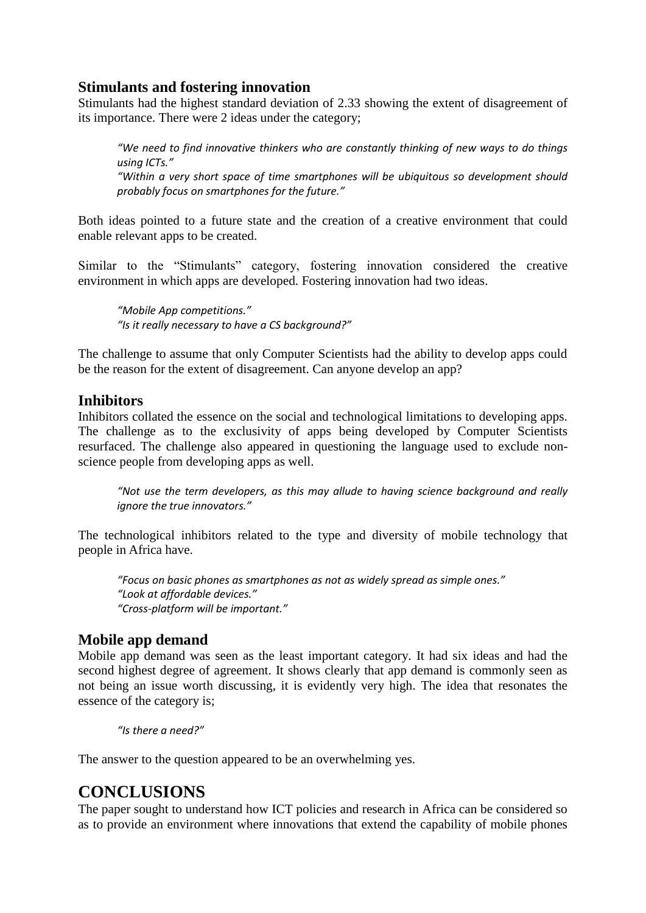### Stimulants and fostering innovation

Stimulants had the highest standard deviation of 2.33 showing the extent of disagreement of its importance. There were 2 ideas under the category;

> *"We need to find innovative thinkers who are constantly thinking of new ways to do things using ICTs."*
> *"Within a very short space of time smartphones will be ubiquitous so development should probably focus on smartphones for the future."*

Both ideas pointed to a future state and the creation of a creative environment that could enable relevant apps to be created.

Similar to the "Stimulants" category, fostering innovation considered the creative environment in which apps are developed. Fostering innovation had two ideas.

> *"Mobile App competitions."*
> *"Is it really necessary to have a CS background?"*

The challenge to assume that only Computer Scientists had the ability to develop apps could be the reason for the extent of disagreement. Can anyone develop an app?

### Inhibitors

Inhibitors collated the essence on the social and technological limitations to developing apps. The challenge as to the exclusivity of apps being developed by Computer Scientists resurfaced. The challenge also appeared in questioning the language used to exclude non-science people from developing apps as well.

> *"Not use the term developers, as this may allude to having science background and really ignore the true innovators."*

The technological inhibitors related to the type and diversity of mobile technology that people in Africa have.

> *"Focus on basic phones as smartphones as not as widely spread as simple ones."*
> *"Look at affordable devices."*
> *"Cross-platform will be important."*

### Mobile app demand

Mobile app demand was seen as the least important category. It had six ideas and had the second highest degree of agreement. It shows clearly that app demand is commonly seen as not being an issue worth discussing, it is evidently very high. The idea that resonates the essence of the category is;

> *"Is there a need?"*

The answer to the question appeared to be an overwhelming yes.

## CONCLUSIONS

The paper sought to understand how ICT policies and research in Africa can be considered so as to provide an environment where innovations that extend the capability of mobile phones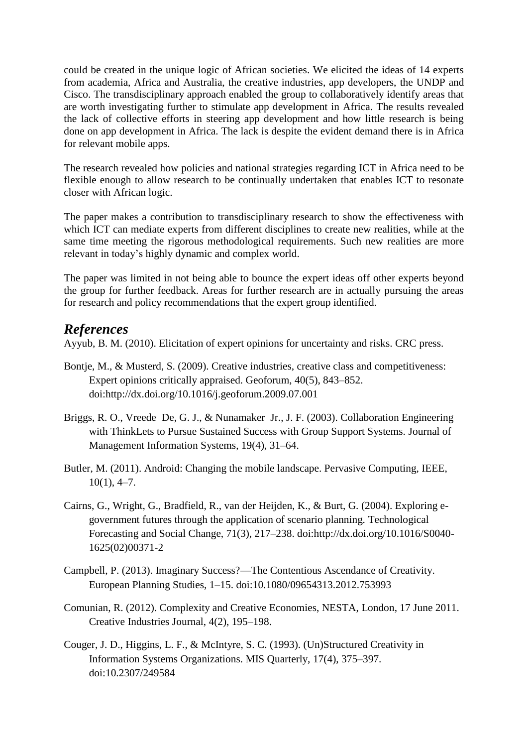could be created in the unique logic of African societies. We elicited the ideas of 14 experts from academia, Africa and Australia, the creative industries, app developers, the UNDP and Cisco. The transdisciplinary approach enabled the group to collaboratively identify areas that are worth investigating further to stimulate app development in Africa. The results revealed the lack of collective efforts in steering app development and how little research is being done on app development in Africa. The lack is despite the evident demand there is in Africa for relevant mobile apps.

The research revealed how policies and national strategies regarding ICT in Africa need to be flexible enough to allow research to be continually undertaken that enables ICT to resonate closer with African logic.

The paper makes a contribution to transdisciplinary research to show the effectiveness with which ICT can mediate experts from different disciplines to create new realities, while at the same time meeting the rigorous methodological requirements. Such new realities are more relevant in today's highly dynamic and complex world.

The paper was limited in not being able to bounce the expert ideas off other experts beyond the group for further feedback. Areas for further research are in actually pursuing the areas for research and policy recommendations that the expert group identified.

## *References*

Ayyub, B. M. (2010). Elicitation of expert opinions for uncertainty and risks. CRC press.

Bontje, M., & Musterd, S. (2009). Creative industries, creative class and competitiveness: Expert opinions critically appraised. Geoforum, 40(5), 843–852. doi:http://dx.doi.org/10.1016/j.geoforum.2009.07.001

Briggs, R. O., Vreede De, G. J., & Nunamaker Jr., J. F. (2003). Collaboration Engineering with ThinkLets to Pursue Sustained Success with Group Support Systems. Journal of Management Information Systems, 19(4), 31–64.

Butler, M. (2011). Android: Changing the mobile landscape. Pervasive Computing, IEEE, 10(1), 4–7.

Cairns, G., Wright, G., Bradfield, R., van der Heijden, K., & Burt, G. (2004). Exploring e-government futures through the application of scenario planning. Technological Forecasting and Social Change, 71(3), 217–238. doi:http://dx.doi.org/10.1016/S0040-1625(02)00371-2

Campbell, P. (2013). Imaginary Success?—The Contentious Ascendance of Creativity. European Planning Studies, 1–15. doi:10.1080/09654313.2012.753993

Comunian, R. (2012). Complexity and Creative Economies, NESTA, London, 17 June 2011. Creative Industries Journal, 4(2), 195–198.

Couger, J. D., Higgins, L. F., & McIntyre, S. C. (1993). (Un)Structured Creativity in Information Systems Organizations. MIS Quarterly, 17(4), 375–397. doi:10.2307/249584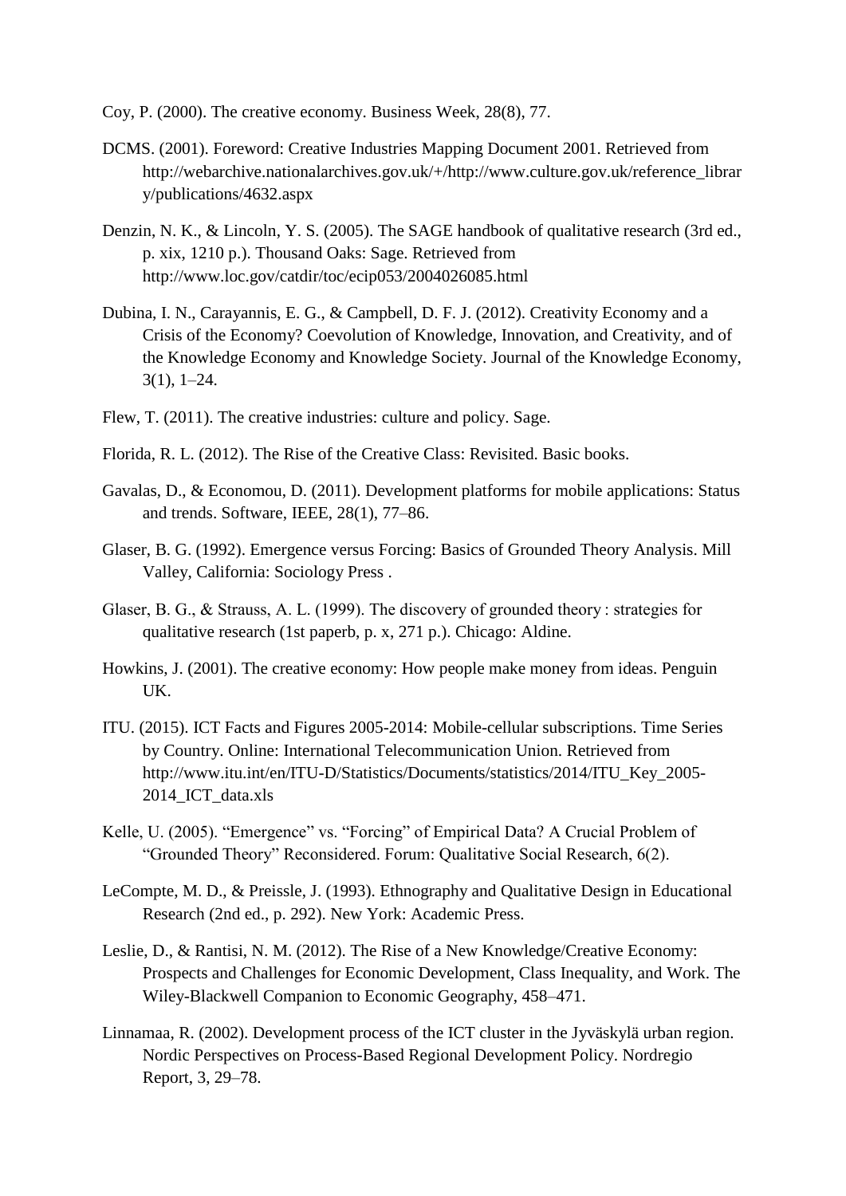Coy, P. (2000). The creative economy. Business Week, 28(8), 77.

DCMS. (2001). Foreword: Creative Industries Mapping Document 2001. Retrieved from http://webarchive.nationalarchives.gov.uk/+/http://www.culture.gov.uk/reference_library/publications/4632.aspx

Denzin, N. K., & Lincoln, Y. S. (2005). The SAGE handbook of qualitative research (3rd ed., p. xix, 1210 p.). Thousand Oaks: Sage. Retrieved from http://www.loc.gov/catdir/toc/ecip053/2004026085.html

Dubina, I. N., Carayannis, E. G., & Campbell, D. F. J. (2012). Creativity Economy and a Crisis of the Economy? Coevolution of Knowledge, Innovation, and Creativity, and of the Knowledge Economy and Knowledge Society. Journal of the Knowledge Economy, 3(1), 1–24.

Flew, T. (2011). The creative industries: culture and policy. Sage.

Florida, R. L. (2012). The Rise of the Creative Class: Revisited. Basic books.

Gavalas, D., & Economou, D. (2011). Development platforms for mobile applications: Status and trends. Software, IEEE, 28(1), 77–86.

Glaser, B. G. (1992). Emergence versus Forcing: Basics of Grounded Theory Analysis. Mill Valley, California: Sociology Press .

Glaser, B. G., & Strauss, A. L. (1999). The discovery of grounded theory : strategies for qualitative research (1st paperb, p. x, 271 p.). Chicago: Aldine.

Howkins, J. (2001). The creative economy: How people make money from ideas. Penguin UK.

ITU. (2015). ICT Facts and Figures 2005-2014: Mobile-cellular subscriptions. Time Series by Country. Online: International Telecommunication Union. Retrieved from http://www.itu.int/en/ITU-D/Statistics/Documents/statistics/2014/ITU_Key_2005-2014_ICT_data.xls

Kelle, U. (2005). “Emergence” vs. “Forcing” of Empirical Data? A Crucial Problem of “Grounded Theory” Reconsidered. Forum: Qualitative Social Research, 6(2).

LeCompte, M. D., & Preissle, J. (1993). Ethnography and Qualitative Design in Educational Research (2nd ed., p. 292). New York: Academic Press.

Leslie, D., & Rantisi, N. M. (2012). The Rise of a New Knowledge/Creative Economy: Prospects and Challenges for Economic Development, Class Inequality, and Work. The Wiley-Blackwell Companion to Economic Geography, 458–471.

Linnamaa, R. (2002). Development process of the ICT cluster in the Jyväskylä urban region. Nordic Perspectives on Process-Based Regional Development Policy. Nordregio Report, 3, 29–78.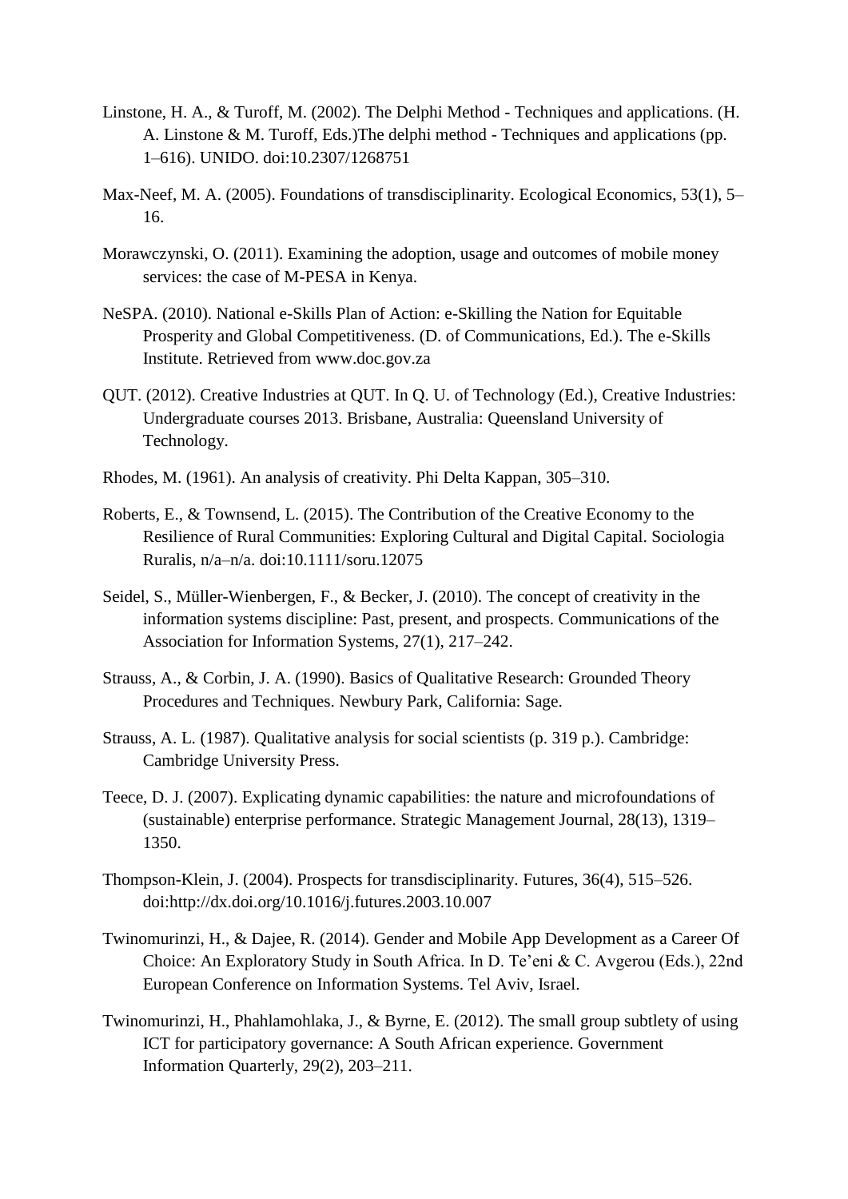Linstone, H. A., & Turoff, M. (2002). The Delphi Method - Techniques and applications. (H. A. Linstone & M. Turoff, Eds.)The delphi method - Techniques and applications (pp. 1–616). UNIDO. doi:10.2307/1268751

Max-Neef, M. A. (2005). Foundations of transdisciplinarity. Ecological Economics, 53(1), 5–16.

Morawczynski, O. (2011). Examining the adoption, usage and outcomes of mobile money services: the case of M-PESA in Kenya.

NeSPA. (2010). National e-Skills Plan of Action: e-Skilling the Nation for Equitable Prosperity and Global Competitiveness. (D. of Communications, Ed.). The e-Skills Institute. Retrieved from www.doc.gov.za

QUT. (2012). Creative Industries at QUT. In Q. U. of Technology (Ed.), Creative Industries: Undergraduate courses 2013. Brisbane, Australia: Queensland University of Technology.

Rhodes, M. (1961). An analysis of creativity. Phi Delta Kappan, 305–310.

Roberts, E., & Townsend, L. (2015). The Contribution of the Creative Economy to the Resilience of Rural Communities: Exploring Cultural and Digital Capital. Sociologia Ruralis, n/a–n/a. doi:10.1111/soru.12075

Seidel, S., Müller-Wienbergen, F., & Becker, J. (2010). The concept of creativity in the information systems discipline: Past, present, and prospects. Communications of the Association for Information Systems, 27(1), 217–242.

Strauss, A., & Corbin, J. A. (1990). Basics of Qualitative Research: Grounded Theory Procedures and Techniques. Newbury Park, California: Sage.

Strauss, A. L. (1987). Qualitative analysis for social scientists (p. 319 p.). Cambridge: Cambridge University Press.

Teece, D. J. (2007). Explicating dynamic capabilities: the nature and microfoundations of (sustainable) enterprise performance. Strategic Management Journal, 28(13), 1319–1350.

Thompson-Klein, J. (2004). Prospects for transdisciplinarity. Futures, 36(4), 515–526. doi:http://dx.doi.org/10.1016/j.futures.2003.10.007

Twinomurinzi, H., & Dajee, R. (2014). Gender and Mobile App Development as a Career Of Choice: An Exploratory Study in South Africa. In D. Te'eni & C. Avgerou (Eds.), 22nd European Conference on Information Systems. Tel Aviv, Israel.

Twinomurinzi, H., Phahlamohlaka, J., & Byrne, E. (2012). The small group subtlety of using ICT for participatory governance: A South African experience. Government Information Quarterly, 29(2), 203–211.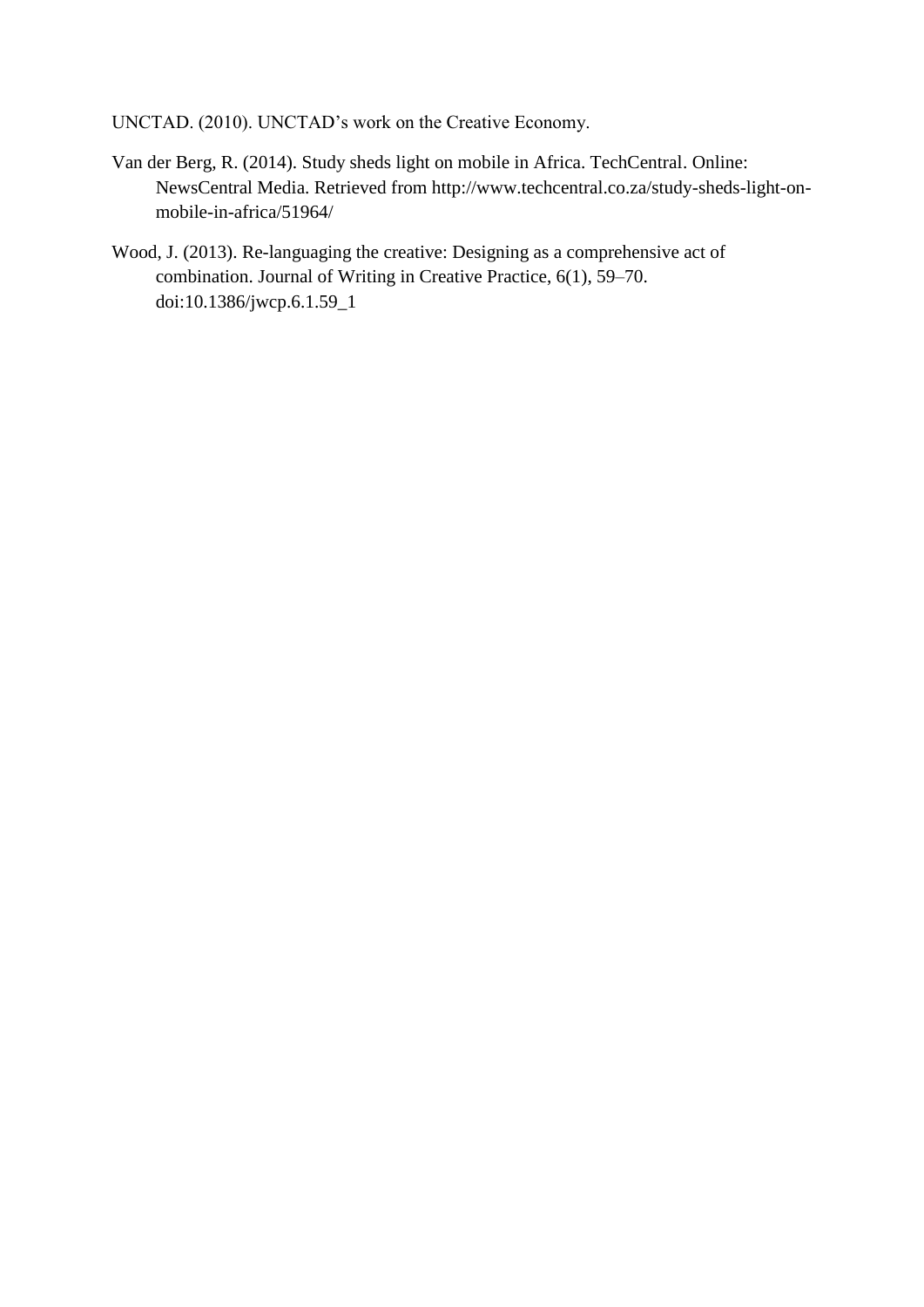UNCTAD. (2010). UNCTAD's work on the Creative Economy.

Van der Berg, R. (2014). Study sheds light on mobile in Africa. TechCentral. Online: NewsCentral Media. Retrieved from http://www.techcentral.co.za/study-sheds-light-on-mobile-in-africa/51964/

Wood, J. (2013). Re-languaging the creative: Designing as a comprehensive act of combination. Journal of Writing in Creative Practice, 6(1), 59–70. doi:10.1386/jwcp.6.1.59_1